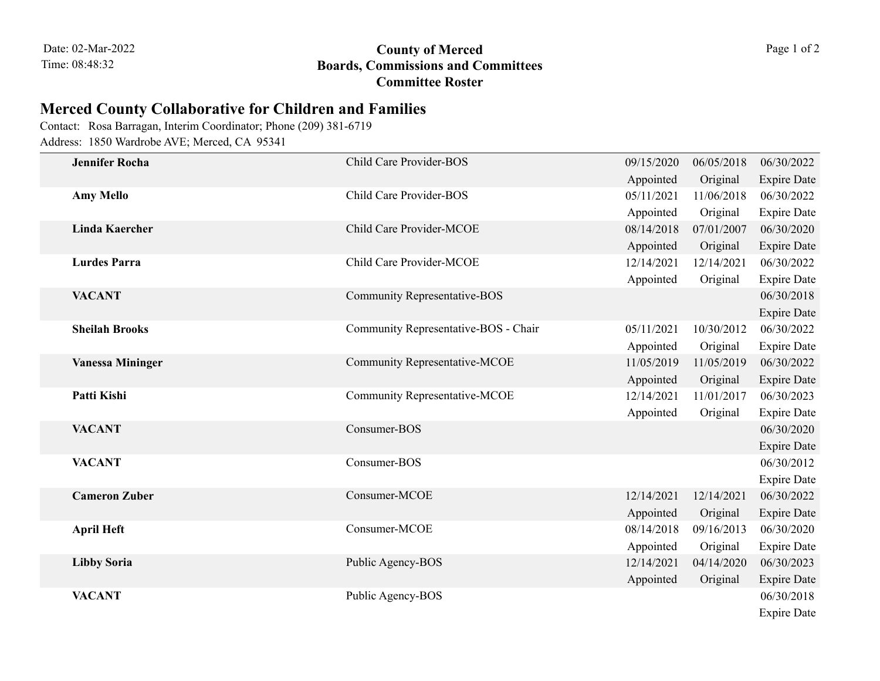Date: 02-Mar-2022
Time: 08:48:32

**County of Merced**
**Boards, Commissions and Committees**
**Committee Roster**

## Merced County Collaborative for Children and Families

Contact: Rosa Barragan, Interim Coordinator; Phone (209) 381-6719
Address: 1850 Wardrobe AVE; Merced, CA 95341

| Name | Position | Appointed | Original | Expire Date |
|---|---|---|---|---|
| **Jennifer Rocha** | Child Care Provider-BOS | 09/15/2020 | 06/05/2018 | 06/30/2022 |
| **Amy Mello** | Child Care Provider-BOS | 05/11/2021 | 11/06/2018 | 06/30/2022 |
| **Linda Kaercher** | Child Care Provider-MCOE | 08/14/2018 | 07/01/2007 | 06/30/2020 |
| **Lurdes Parra** | Child Care Provider-MCOE | 12/14/2021 | 12/14/2021 | 06/30/2022 |
| **VACANT** | Community Representative-BOS | | | 06/30/2018 |
| **Sheilah Brooks** | Community Representative-BOS - Chair | 05/11/2021 | 10/30/2012 | 06/30/2022 |
| **Vanessa Mininger** | Community Representative-MCOE | 11/05/2019 | 11/05/2019 | 06/30/2022 |
| **Patti Kishi** | Community Representative-MCOE | 12/14/2021 | 11/01/2017 | 06/30/2023 |
| **VACANT** | Consumer-BOS | | | 06/30/2020 |
| **VACANT** | Consumer-BOS | | | 06/30/2012 |
| **Cameron Zuber** | Consumer-MCOE | 12/14/2021 | 12/14/2021 | 06/30/2022 |
| **April Heft** | Consumer-MCOE | 08/14/2018 | 09/16/2013 | 06/30/2020 |
| **Libby Soria** | Public Agency-BOS | 12/14/2021 | 04/14/2020 | 06/30/2023 |
| **VACANT** | Public Agency-BOS | | | 06/30/2018 |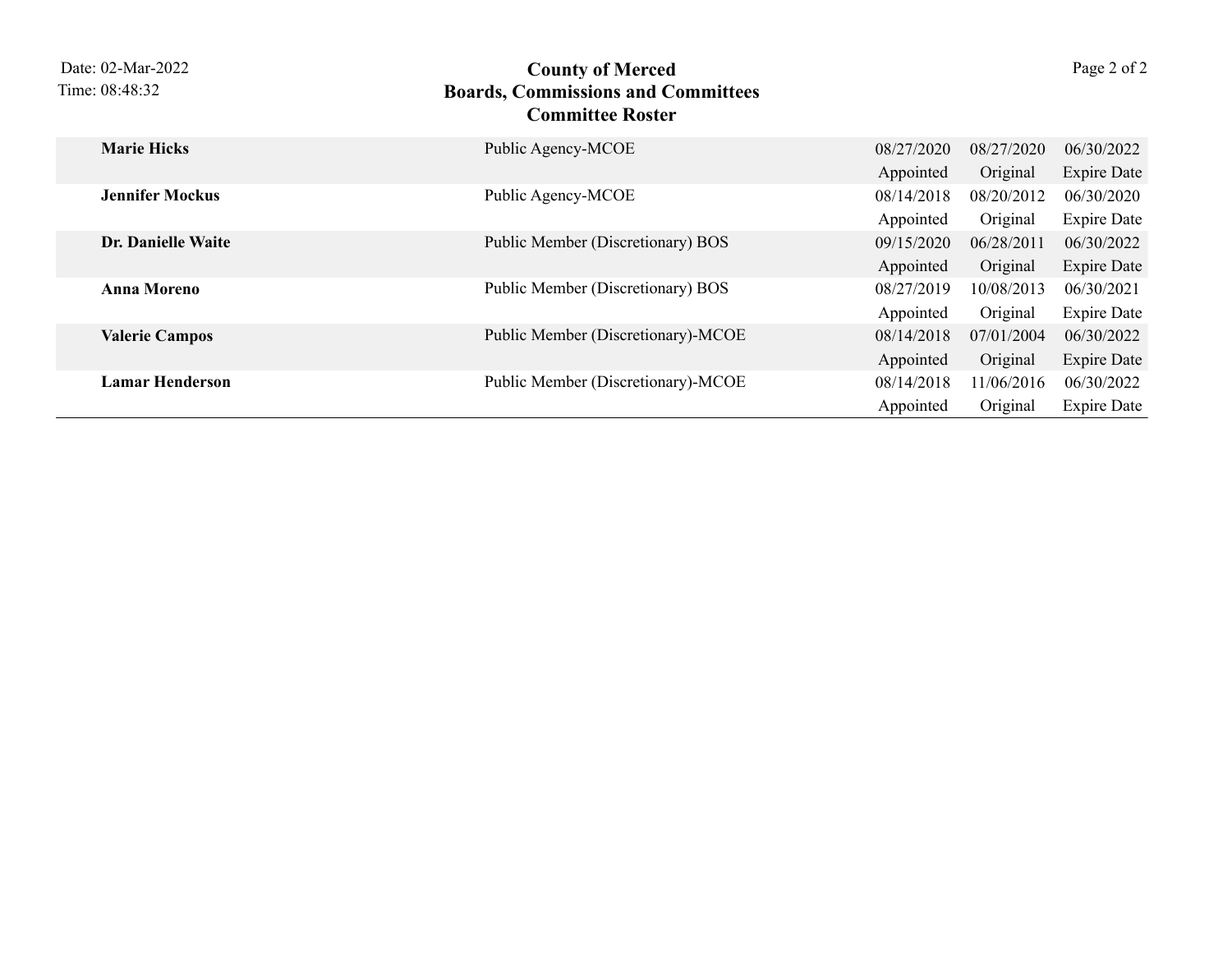# County of Merced
## Boards, Commissions and Committees
### Committee Roster

Date: 02-Mar-2022
Time: 08:48:32

| | | | | |
|---|---|---|---|---|
| **Marie Hicks** | Public Agency-MCOE | 08/27/2020<br>Appointed | 08/27/2020<br>Original | 06/30/2022<br>Expire Date |
| **Jennifer Mockus** | Public Agency-MCOE | 08/14/2018<br>Appointed | 08/20/2012<br>Original | 06/30/2020<br>Expire Date |
| **Dr. Danielle Waite** | Public Member (Discretionary) BOS | 09/15/2020<br>Appointed | 06/28/2011<br>Original | 06/30/2022<br>Expire Date |
| **Anna Moreno** | Public Member (Discretionary) BOS | 08/27/2019<br>Appointed | 10/08/2013<br>Original | 06/30/2021<br>Expire Date |
| **Valerie Campos** | Public Member (Discretionary)-MCOE | 08/14/2018<br>Appointed | 07/01/2004<br>Original | 06/30/2022<br>Expire Date |
| **Lamar Henderson** | Public Member (Discretionary)-MCOE | 08/14/2018<br>Appointed | 11/06/2016<br>Original | 06/30/2022<br>Expire Date |